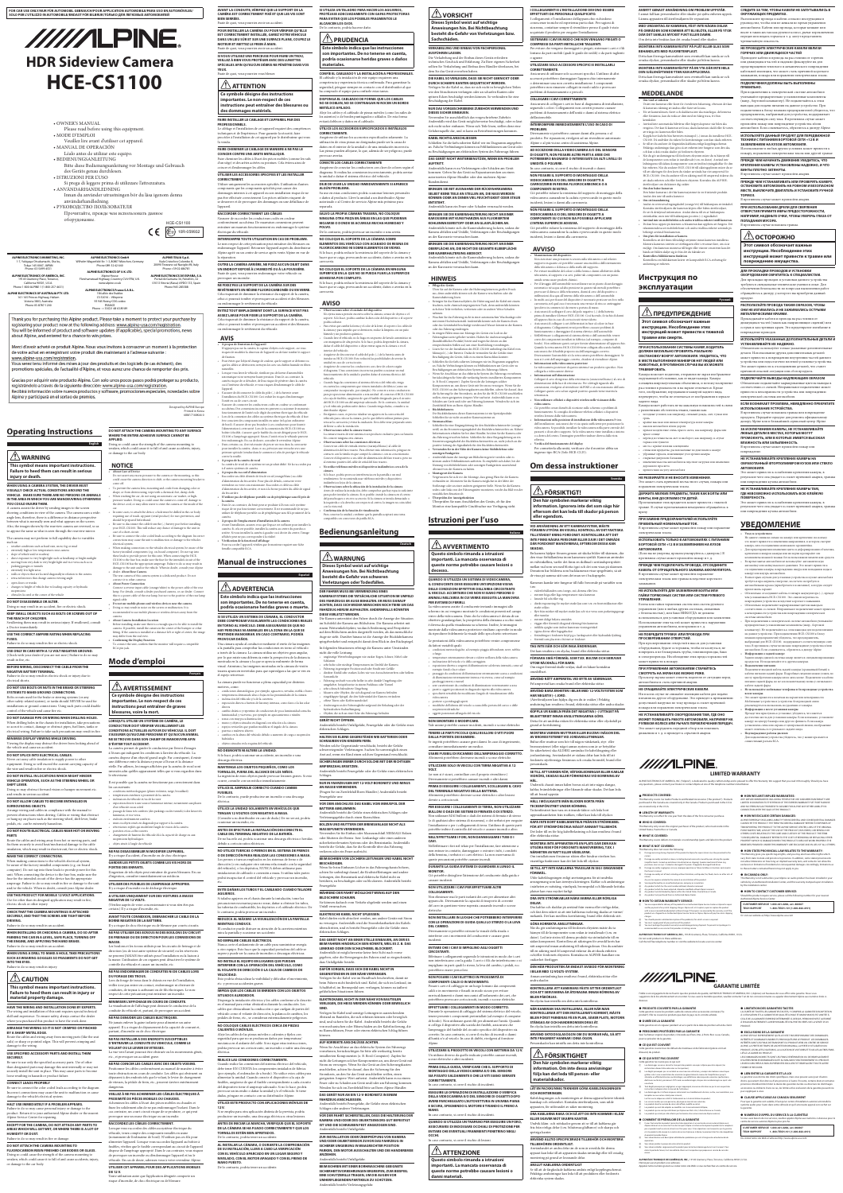FOR CAR USE ONLY/NUR FÜR AUTOMOBIL GEBRAUCH/POUR APPLICATION AUTOMOBILE/PARA USO EN AUTOMÓVILES/SOLO PER L'UTILIZZO IN AUTOMOBILI/ENDAST FÖR BILBRUK/ТОЛЬКО ДЛЯ ЛЕГКОВЫХ АВТОМОБИЛЕЙ

# ALPINE

# HDR Sideview Camera

# HCE-CS1100

- OWNER'S MANUAL
  Please read before using this equipment.
- MODE D'EMPLOI
  Veuillez lire avant d'utiliser cet appareil.
- MANUAL DE OPERACIÓN
  Léalo antes de utilizar este equipo.
- BEDIENUNGSANLEITUNG
  Bitte diese Bedienungsanleitung vor Montage und Gebrauch des Geräts genau durchlesen.
- ISTRUZIONI PER L'USO
  Si prega di leggere prima di utilizzare l'attrezzatura.
- ANVÄNDARHANDLEDNING
  Innan du använder utrustningen bör du läsa igenom denna användarhandledning.
- РУКОВОДСТВО ПОЛЬЗОВАТЕЛЯ
  Прочитайте, прежде чем использовать данное оборудование.

HCE-CS1100

ALPINE ELECTRONICS MARKETING, INC.
1-7, Yukigaya-Otsukamachi, Ota-ku, Tokyo 145-0067, JAPAN
Phone: 03-5499-4531

ALPINE ELECTRONICS OF AMERICA, INC.
19145 Gramercy Place, Torrance, California 90501, U.S.A.
Phone 1-800-ALPINE-1 (1-800-257-4631)

ALPINE ELECTRONICS OF AUSTRALIA PTY. LTD.
161-165 Princes Highway, Hallam Victoria 3803, Australia
Phone 03-8787-1200

ALPINE ELECTRONICS GmbH
Wilhelm-Wagenfeld-Str. 1-3, 80807 München, Germany
Phone 089-32 42 640

ALPINE ELECTRONICS OF U.K. LTD.
Fletchamstead Highway, Coventry CV4 9TW, U.K.
www.alpine.co.uk

ALPINE ELECTRONICS France S.A.R.L.
184 allée des Erables
CS 52016 - Villepinte
95 945 Roissy CDG cedex
FRANCE
Phone : + 33(0)1 48 63 89 89

ALPINE ITALIA S.p.A.
Viale Cristoforo Colombo 8,
20090 Trezzano sul Naviglio (MI), Italy
Phone +39 02 484781

ALPINE ELECTRONICS DE ESPAÑA, S.A.
Portal de Gamarra 36, Pabellón, 32
01013 Vitoria (Alava)-APDO 133, Spain
Phone 945-283588

Thank you for purchasing this Alpine product. Please take a moment to protect your purchase by registering your product now at the following address: www.alpine-usa.com/registration.
You will be informed of product and software updates (if applicable), special promotions, news about Alpine, and entered for a chance to win prizes.

Merci d'avoir acheté ce produit Alpine. Nous vous invitons à consacrer un moment à la protection de votre achat en enregistrant votre produit dès maintenant à l'adresse suivante : www.alpine-usa.com/registration.
Vous serez tenu informé des mises à jour des produits et des logiciels (le cas échéant), des promotions spéciales, de l'actualité d'Alpine, et vous aurez une chance de remporter des prix.

Gracias por adquirir este producto Alpine. Con solo unos pocos pasos podrá proteger su producto, registrándolo a través de la siguiente dirección: www.alpine-usa.com/registration.
Recibirá información sobre nuevos productos y software, promociones especiales, novedades sobre Alpine y participará en el sorteo de premios.

Designed by ALPINE Europe
Printed in Korea

# Operating Instructions

English

## ⚠ WARNING

**This symbol means important instructions. Failure to heed them can result in serious injury or death.**

**WHEN USING A CAMERA SYSTEM, THE DRIVER MUST VISUALLY CHECK ACTUAL CONDITIONS AROUND THE VEHICLE. IF NEGLIGENCE FROM THE DRIVER OR PERSONS OR ANIMALS IN THE VICINITY OF THE VEHICLE DURING MANEUVERING OTHERWISE YOU COULD HURT THEM.**

A camera assists the driver by sending images to the screen showing conditions behind the vehicle. The camera uses a wide angle lens; therefore, there is a difference in distance perspective between the image and actual appearance of the ground situation. Also the images shown by the rearview camera are reversed, so as to appear the same as what is seen though the rearview mirror.

The camera may not perform in full capability due to variables such as:
- Weather conditions such as heavy rain, snow, fog or mud.
- Extremely high or low temperatures in the camera.
- Angle of the sun or headlights.
- Direct exposure to very bright light such as headlights or bright sunlight.
- Moving from very dark to very bright light and vice versa such as in parking garages or tunnels.
- Extremely low light areas.
- Walls or other objects that are sited diagonally in relation to the camera.
- Camera lens is blocked or dirty.
- Slope or incline.
- Change in height of vehicle due to loading capacity or hydraulic suspension.
- Objects located at the corner of the vehicle.

**DO NOT DISASSEMBLE OR ALTER.**
Doing so may result in an accident, fire or electric shock.

**KEEP SMALL OBJECTS SUCH AS BOLTS OR SCREWS OUT OF THE REACH OF CHILDREN.**
Swallowing them may result in serious injury. If swallowed, consult a Doctor immediately.

**USE THE CORRECT AMPERE RATING WHEN REPLACING FUSES.**
Failure to do so may result in fire or electric shock.

**USE ONLY IN CARS WITH A 12 VOLT NEGATIVE GROUND.**
(Check with your dealer if you are not sure.) Failure to do so may result in fire, etc.

**BEFORE WIRING, DISCONNECT THE CABLE FROM THE NEGATIVE BATTERY TERMINAL.**
Failure to do so may result in electric shock or injury due to electrical shorts.

**DO NOT USE BOLTS OR NUTS IN THE BRAKE OR STEERING SYSTEMS TO MAKE GROUND CONNECTIONS.**
Bolts or nuts used for the brake or steering systems (or any other safety-related system), or tanks should NEVER be used for installations or ground connections. Using such parts could disable control of the vehicle and cause fire etc.

**DO NOT DAMAGE PIPE OR WIRING WHEN DRILLING HOLES.**
When drilling holes in the chassis for installation, take precautions so as not to contact, damage or obstruct pipes, fuel lines, tanks or electrical wiring. Failure to take such precautions may result in fire.

**MINIMIZE DISPLAY VIEWING WHILE DRIVING.**
Viewing the display may distract the driver from looking ahead of the vehicle and cause an accident.

**DO NOT SPLICE INTO ELECTRICAL CABLES.**
Never cut away cable insulation to supply power to other equipment. Doing so will exceed the current carrying capacity of the wire and result in fire or electric shock.

**DO NOT INSTALL IN LOCATIONS WHICH MIGHT HINDER VEHICLE OPERATION, SUCH AS THE STEERING WHEEL OR SHIFT LEVER.**
Doing so may obstruct forward vision or hamper movement etc. and results in serious accident.

**DO NOT ALLOW CABLES TO BECOME ENTANGLED IN SURROUNDING OBJECTS.**
Arrange wiring and cables in compliance with the manual to prevent obstructions when driving. Cables or wiring that obstruct or hang up on places such as the steering wheel, shift lever, brake pedals, etc. can be extremely hazardous.

**DO NOT ROUTE ELECTRICAL CABLES NEAR HOT OR MOVING PARTS.**
Route the cables and wiring away from hot or moving parts, and keep them away from sharp or pointed edges to prevent damage to the cable insulation, which may result in a short circuit, fire, or electric shock.

**MAKE THE CORRECT CONNECTIONS.**
When making connections to the vehicle's electrical system, be aware of the factory installed components (e.g. on-board computer). Do not tap into these leads to provide power for this unit. When connecting the device to the fuse box, make sure the fuse for the intended circuit of the device is of the appropriate amperage. Failure to do so may result in fire or damage to the unit or the vehicle. When in doubt, consult your Alpine dealer.

**USE THIS PRODUCT FOR MOBILE 12V APPLICATIONS.**
Use for other than its designed application may result in fire, electric shock or other injury.

**CHECK THAT THE CAMERA MOUNTINGS IS ATTACHED SECURELY, AND THAT THE SCREWS ARE TIGHT BEFORE DRIVING.**
Failure to do so may result in an accident.

**WHEN INSTALLING OR CHECKING A CAMERA, DO SO AFTER PARKING THE CAR IN A LEVEL, SAFE PLACE, TURNING OFF THE ENGINE, AND PUTTING THE PARKING BRAKE ON.**
Failure to do so may result in an accident.

**WHEN USING A DRILL TO MAKE A HOLE, TAKE PRECAUTIONS SUCH AS WEARING GOGGLES SO FRAGMENTS DO NOT GET INTO THE EYES.**
Failure to do so may result in injury.

## ⚠ CAUTION

**This symbol means important instructions. Failure to heed them can result in injury or material property damage.**

**HAVE THE WIRING AND INSTALLATION DONE BY EXPERTS.**
The wiring and installation of this unit requires special technical skill and experience. To ensure safety, always contact the dealer where you purchased this product to have the work done.

**MAKE SURE THE CAMERA'S WIRING IS NOT CRIMPED ON PINCHED BY A DOOR OR WINDOW.**
Route the cables and wiring away from moving parts like the seat rails or sharp or pointed edges. This will prevent crimping and damage to the wiring.

**USE SPECIFIED ACCESSORY PARTS AND INSTALL THEM SECURELY.**
Be sure to use only the specified accessory parts. Use of other than designated parts may damage this unit internally or may not securely install the unit in place. This may cause parts to become loose resulting in hazards or product failure.

**CONNECT CABLE PROPERLY.**
Be sure to connect the cable (and cables) according to the diagram. Incorrect connections may cause the unit to malfunction or cause damage to the vehicle electrical system.

**HALT USE IMMEDIATELY IF A PROBLEM APPEARS.**
Failure to do so may cause personal injury or damage to the product. Return it to your authorized Alpine dealer or the nearest Alpine Service Center for repairing.

**EXCEPTION FOR THE CAMERA, DO NOT ATTACH ANY PARTS TO AREAS WHERE WILL GET WET, OR WHERE THERE IS A LOT OF DUST.**
Failure to do so may result in fire or damage.

**DO NOT ATTACH THE CAMERA HOUSING TO FLUOROCARBON RESIN FINISHED CAR BODIES OR GLASS.**
Doing so could cause it to detach and result in an accident, injury, or damage to the car body.

**DO NOT ATTACH THE CAMERA HOUSING TO ANY SURFACE WHERE THE ENTIRE ADHESIVE SURFACE CANNOT BE APPLIED.**
Doing so could cause it to detach and result in an accident, injury, or damage to the car body.

## NOTICE

**About Care of Camera**
- Do not pour or spray water on the camera or its mounting, as this could cause the camera to malfunction.
- Do not wipe the camera lens forcefully.
- If the camera or its housing becomes dirty, wipe them with a soft cloth. Do not use benzene, thinner, alcohol or other chemicals.
- When washing the car, do not spray directly at the camera.
- Do not pour hot water on the camera.
- Do not strike the camera or subject it to strong force.

**About Heat and Water Resistance**
- Do not allow hot water, steam or other chemicals on the camera.
- The camera is waterproof.

**About Camera Installation**
- Before installing, make sure there is enough space on the vehicle for the camera.

# Mode d'emploi

Français

## ⚠ AVERTISSEMENT

**Ce symbole désigne des instructions importantes. Le non-respect de ces instructions peut entraîner de graves blessures, voire la mort.**

## ⚠ ATTENTION

**Ce symbole désigne des instructions importantes. Le non-respect de ces instructions peut entraîner des blessures ou des dommages matériels.**

## AVIS

# Manual de instrucciones

Español

## ⚠ ADVERTENCIA

**Este símbolo indica que las instrucciones son importantes. De no tenerse en cuenta, podría ocasionarse heridas graves o la muerte.**

## ⚠ PRUDENCIA

**Este símbolo indica que las instrucciones son importantes. De no tenerse en cuenta, podría ocasionarse heridas graves o daños materiales.**

## AVISO

# Bedienungsanleitung

Deutsch

## ⚠ WARNUNG

**Dieses Symbol weist auf wichtige Anweisungen hin. Bei Nichtbeachtung besteht die Gefahr von schweren Verletzungen oder Todesfällen.**

## ⚠ VORSICHT

**Dieses Symbol weist auf wichtige Anweisungen hin. Bei Nichtbeachtung besteht die Gefahr von Verletzungen bzw. Sachschäden.**

## HINWEIS

# Istruzioni per l'uso

Italiano

## ⚠ AVVERTIMENTO

**Questo simbolo rimanda a istruzioni importanti. La mancata osservanza di queste norme potrebbe causare lesioni gravi o decesso.**

## ⚠ ATTENZIONE

**Questo simbolo rimanda a istruzioni importanti. La mancata osservanza di queste norme potrebbe causare lesioni o danni materiali.**

## AVVISO

# Om dessa instruktioner

Svenska

## ⚠ FÖRSIKTIGT

**Den här symbolen markerar viktig information. Ignorera inte det som sägs här eftersom det kan leda till skador på person eller egendom.**

## ⚠ FÖRSIKTIGT

**Den här symbolen markerar viktig information. Om denna anvisningar följs kan det leda till person- eller materialskador.**

## MEDDELANDE

# Инструкция по эксплуатации

Русский

## ⚠ ПРЕДУПРЕЖДЕНИЕ

**Этот символ обозначает важные инструкции. Несоблюдение этих инструкций может привести к тяжелой травме или смерти.**

## ⚠ ОСТОРОЖНО

**Этот символ обозначает важные инструкции. Несоблюдение этих инструкций может привести к травме или повреждению имущества.**

## УВЕДОМЛЕНИЕ

# ALPINE

## LIMITED WARRANTY

CUSTOMER SERVICE: 1-800-ALPINE-1 (1-800-257-4631)

# ALPINE

## GARANTIE LIMITÉE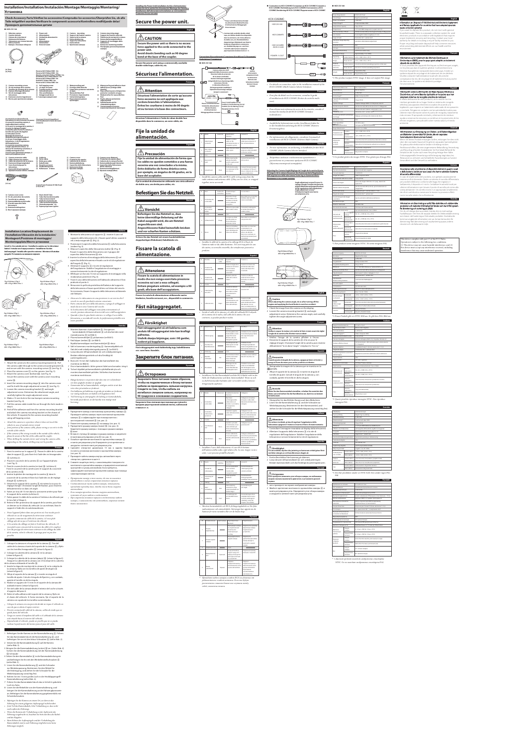# Secure the power unit.

**English**

**⚠ CAUTION**

**Secure the power unit so that there is no excess force applied to the cord connected to the power unit. Avoid drastic bending such as 90 degree bend at the base of the coupler.**

Secure the power unit using a commercially available double-sided tape, cable tie, etc.

# Sécurisez l'alimentation.

**Français**

**⚠ Attention**

**Sécurisez l'alimentation de sorte qu'aucune force excessive ne soit appliquée aux cordons branchés à l'alimentation. Évitez les courbures à moins de 90 degrés et/ou tension à la base des connecteurs.**

Sécurisez l'alimentation à l'aide de ruban double face disponible dans le commerce, un serre-câble, etc.

# Fije la unidad de alimentación.

**Español**

**⚠ Precaución**

**Fije la unidad de alimentación de forma que los cables no queden sometidos a una fuerza excesiva una vez conectados a la misma. Evite dobleces de forma drástica como, por ejemplo, en ángulo de 90 grados, en la base del acoplador.**

Fije la unidad de alimentación utilizando una cinta adhesiva de doble cara, una brida para cables, etc.

# Befestigen Sie das Netzteil.

**Deutsch**

**⚠ Vorsicht**

**Befestigen Sie das Netzteil so, dass keine übermäßige Belastung auf die Kabel ausgeübt wird, die am Netzteil angeschlossen sind.**

Sichern Sie das Netzteil mit einem handelsüblichen doppelseitigen Klebeband, Kabelbinder etc.

# Fissare la scatola di alimentazione.

**Italiano**

**⚠ Attenzione**

**Fissare la scatola di alimentazione in modo che non venga esercitata pressione eccessiva sui cavi a essa collegati. Evitare piegature estreme, ad esempio a 90 gradi, alla base dell'accoppiatore.**

Fissare la scatola di alimentazione utilizzando nastro biadesivo, fascette serracavi, ecc., disponibili in commercio.

# Fäst nätaggregatet.

**Svenska**

**⚠ Försiktighet**

**Fäst nätaggregatet så att kablarna som ansluts till nätaggregatet inte kan kraftigt påfrestas. Undvik skarpa böjningar, som i 90 graders, nederst på kopplaren.**

Fäst nätaggregatet med dubbelsidig tejp, kabelbuntband etc. som finns i handeln.

# Закрепите блок питания.

**Русский**

**⚠ Осторожно**

**Закрепите блок питания таким образом, чтобы на подключенные к блоку питания кабели не приходилась сильная нагрузка. Следите за тем, что кабели не изгибались слишком сильно, например на 90 градусов в основании соединителя.**

Закрепите блок питания при помощи доступной в продаже двусторонней клейкой ленты, кабельной стяжки и т. п.